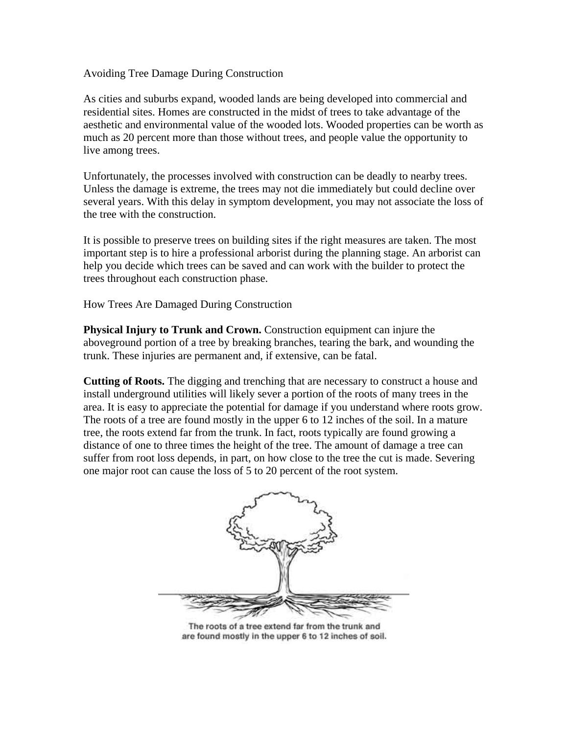# Avoiding Tree Damage During Construction

As cities and suburbs expand, wooded lands are being developed into commercial and residential sites. Homes are constructed in the midst of trees to take advantage of the aesthetic and environmental value of the wooded lots. Wooded properties can be worth as much as 20 percent more than those without trees, and people value the opportunity to live among trees.

Unfortunately, the processes involved with construction can be deadly to nearby trees. Unless the damage is extreme, the trees may not die immediately but could decline over several years. With this delay in symptom development, you may not associate the loss of the tree with the construction.

It is possible to preserve trees on building sites if the right measures are taken. The most important step is to hire a professional arborist during the planning stage. An arborist can help you decide which trees can be saved and can work with the builder to protect the trees throughout each construction phase.

## How Trees Are Damaged During Construction

**Physical Injury to Trunk and Crown.** Construction equipment can injure the aboveground portion of a tree by breaking branches, tearing the bark, and wounding the trunk. These injuries are permanent and, if extensive, can be fatal.

**Cutting of Roots.** The digging and trenching that are necessary to construct a house and install underground utilities will likely sever a portion of the roots of many trees in the area. It is easy to appreciate the potential for damage if you understand where roots grow. The roots of a tree are found mostly in the upper 6 to 12 inches of the soil. In a mature tree, the roots extend far from the trunk. In fact, roots typically are found growing a distance of one to three times the height of the tree. The amount of damage a tree can suffer from root loss depends, in part, on how close to the tree the cut is made. Severing one major root can cause the loss of 5 to 20 percent of the root system.

The roots of a tree extend far from the trunk and are found mostly in the upper 6 to 12 inches of soil.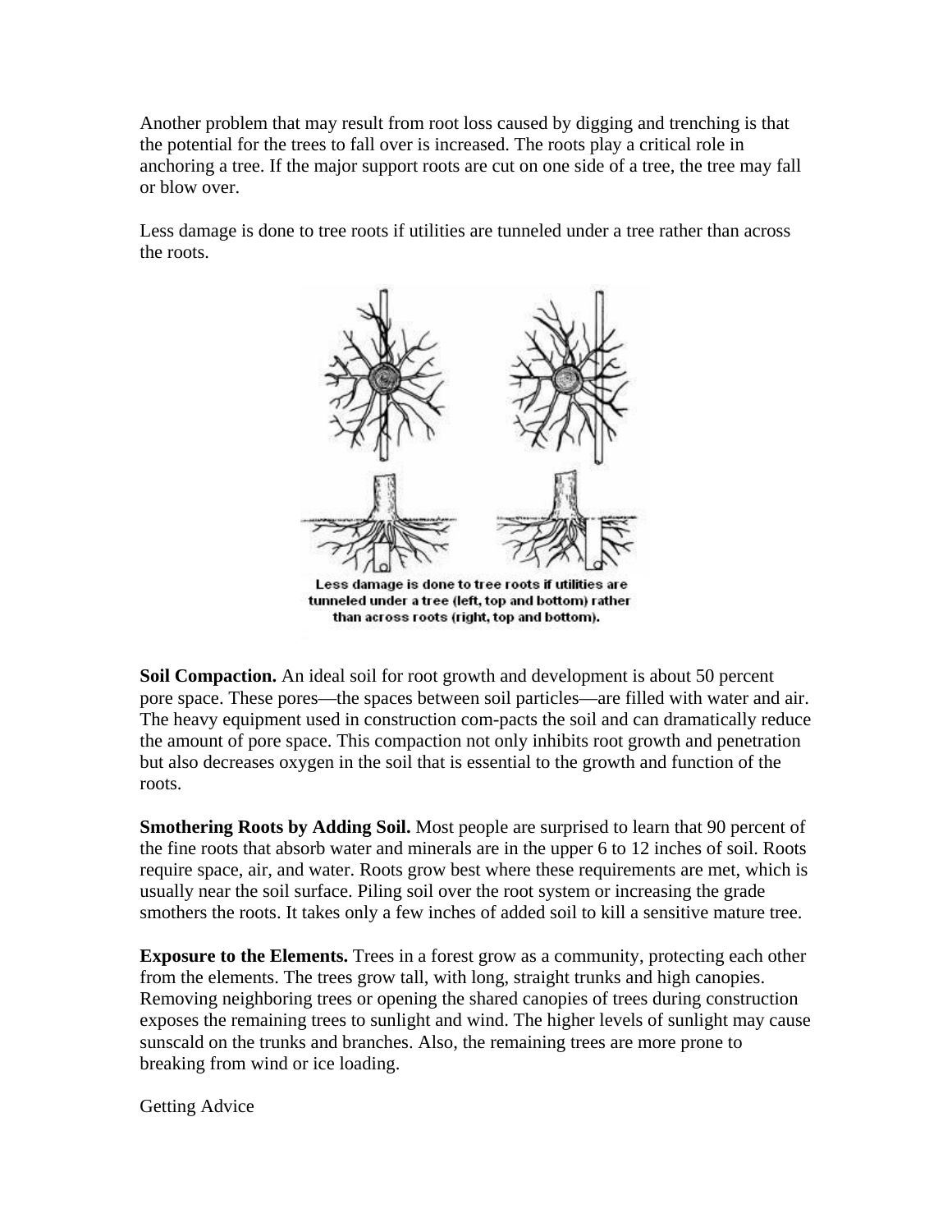Another problem that may result from root loss caused by digging and trenching is that the potential for the trees to fall over is increased. The roots play a critical role in anchoring a tree. If the major support roots are cut on one side of a tree, the tree may fall or blow over.

Less damage is done to tree roots if utilities are tunneled under a tree rather than across the roots.

Less damage is done to tree roots if utilities are tunneled under a tree (left, top and bottom) rather than across roots (right, top and bottom).

**Soil Compaction.** An ideal soil for root growth and development is about 50 percent pore space. These pores—the spaces between soil particles—are filled with water and air. The heavy equipment used in construction com-pacts the soil and can dramatically reduce the amount of pore space. This compaction not only inhibits root growth and penetration but also decreases oxygen in the soil that is essential to the growth and function of the roots.

**Smothering Roots by Adding Soil.** Most people are surprised to learn that 90 percent of the fine roots that absorb water and minerals are in the upper 6 to 12 inches of soil. Roots require space, air, and water. Roots grow best where these requirements are met, which is usually near the soil surface. Piling soil over the root system or increasing the grade smothers the roots. It takes only a few inches of added soil to kill a sensitive mature tree.

**Exposure to the Elements.** Trees in a forest grow as a community, protecting each other from the elements. The trees grow tall, with long, straight trunks and high canopies. Removing neighboring trees or opening the shared canopies of trees during construction exposes the remaining trees to sunlight and wind. The higher levels of sunlight may cause sunscald on the trunks and branches. Also, the remaining trees are more prone to breaking from wind or ice loading.

Getting Advice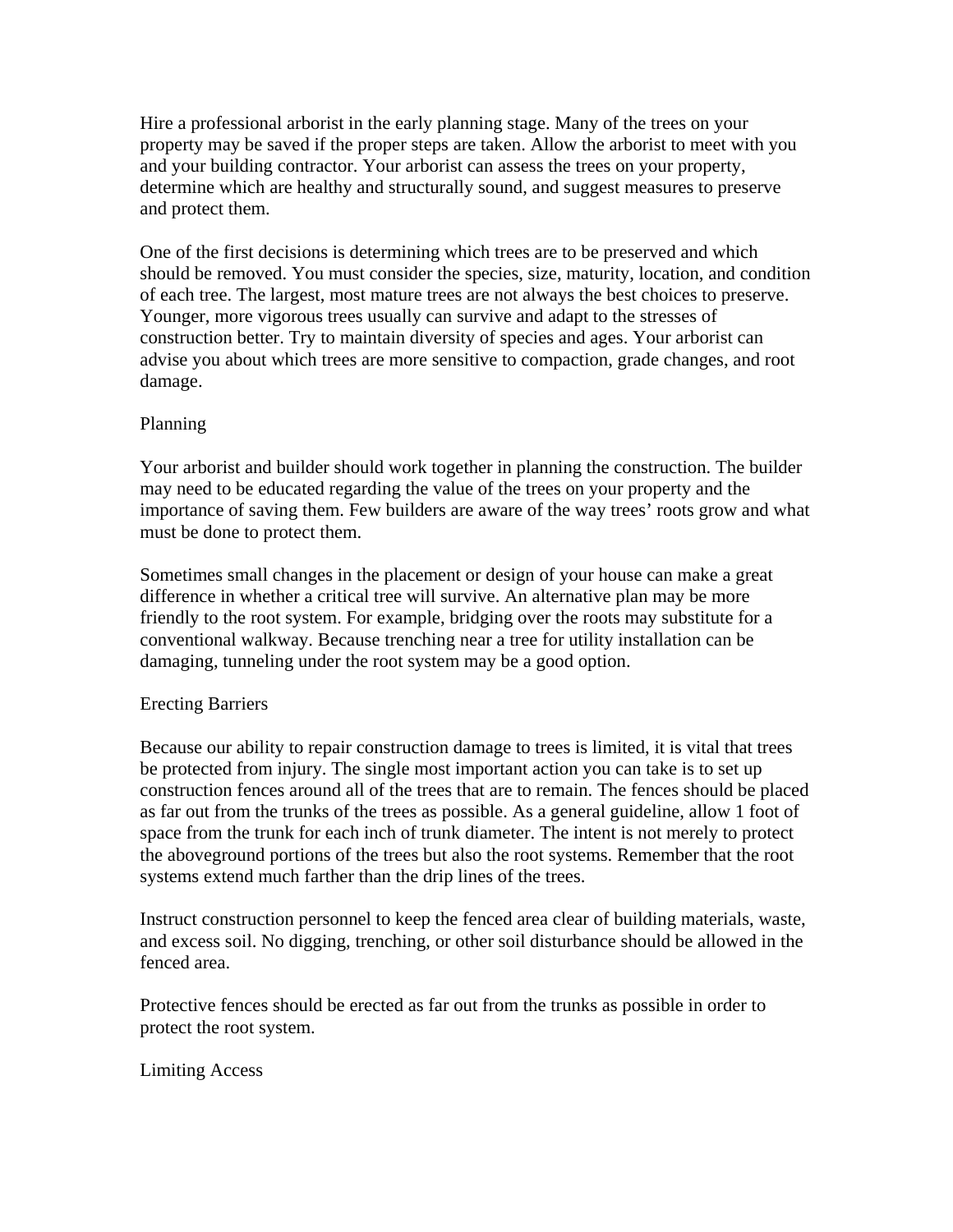Hire a professional arborist in the early planning stage. Many of the trees on your property may be saved if the proper steps are taken. Allow the arborist to meet with you and your building contractor. Your arborist can assess the trees on your property, determine which are healthy and structurally sound, and suggest measures to preserve and protect them.

One of the first decisions is determining which trees are to be preserved and which should be removed. You must consider the species, size, maturity, location, and condition of each tree. The largest, most mature trees are not always the best choices to preserve. Younger, more vigorous trees usually can survive and adapt to the stresses of construction better. Try to maintain diversity of species and ages. Your arborist can advise you about which trees are more sensitive to compaction, grade changes, and root damage.

## Planning

Your arborist and builder should work together in planning the construction. The builder may need to be educated regarding the value of the trees on your property and the importance of saving them. Few builders are aware of the way trees' roots grow and what must be done to protect them.

Sometimes small changes in the placement or design of your house can make a great difference in whether a critical tree will survive. An alternative plan may be more friendly to the root system. For example, bridging over the roots may substitute for a conventional walkway. Because trenching near a tree for utility installation can be damaging, tunneling under the root system may be a good option.

## Erecting Barriers

Because our ability to repair construction damage to trees is limited, it is vital that trees be protected from injury. The single most important action you can take is to set up construction fences around all of the trees that are to remain. The fences should be placed as far out from the trunks of the trees as possible. As a general guideline, allow 1 foot of space from the trunk for each inch of trunk diameter. The intent is not merely to protect the aboveground portions of the trees but also the root systems. Remember that the root systems extend much farther than the drip lines of the trees.

Instruct construction personnel to keep the fenced area clear of building materials, waste, and excess soil. No digging, trenching, or other soil disturbance should be allowed in the fenced area.

Protective fences should be erected as far out from the trunks as possible in order to protect the root system.

## Limiting Access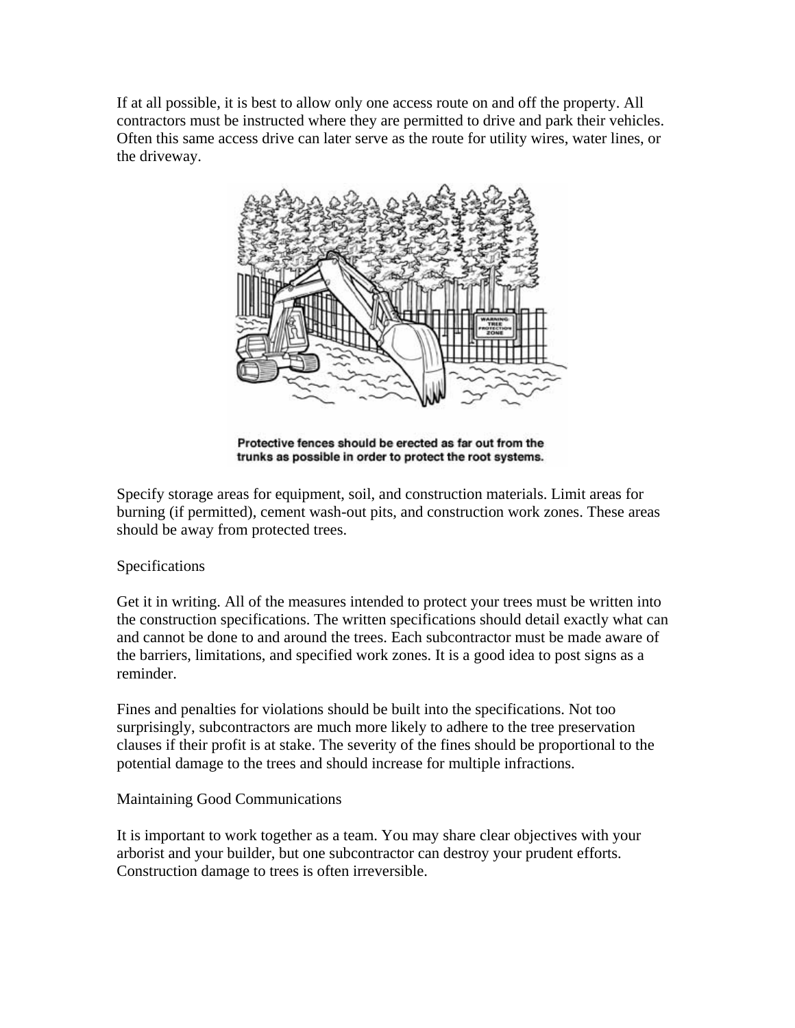If at all possible, it is best to allow only one access route on and off the property. All contractors must be instructed where they are permitted to drive and park their vehicles. Often this same access drive can later serve as the route for utility wires, water lines, or the driveway.

Protective fences should be erected as far out from the trunks as possible in order to protect the root systems.

Specify storage areas for equipment, soil, and construction materials. Limit areas for burning (if permitted), cement wash-out pits, and construction work zones. These areas should be away from protected trees.

## Specifications

Get it in writing. All of the measures intended to protect your trees must be written into the construction specifications. The written specifications should detail exactly what can and cannot be done to and around the trees. Each subcontractor must be made aware of the barriers, limitations, and specified work zones. It is a good idea to post signs as a reminder.

Fines and penalties for violations should be built into the specifications. Not too surprisingly, subcontractors are much more likely to adhere to the tree preservation clauses if their profit is at stake. The severity of the fines should be proportional to the potential damage to the trees and should increase for multiple infractions.

## Maintaining Good Communications

It is important to work together as a team. You may share clear objectives with your arborist and your builder, but one subcontractor can destroy your prudent efforts. Construction damage to trees is often irreversible.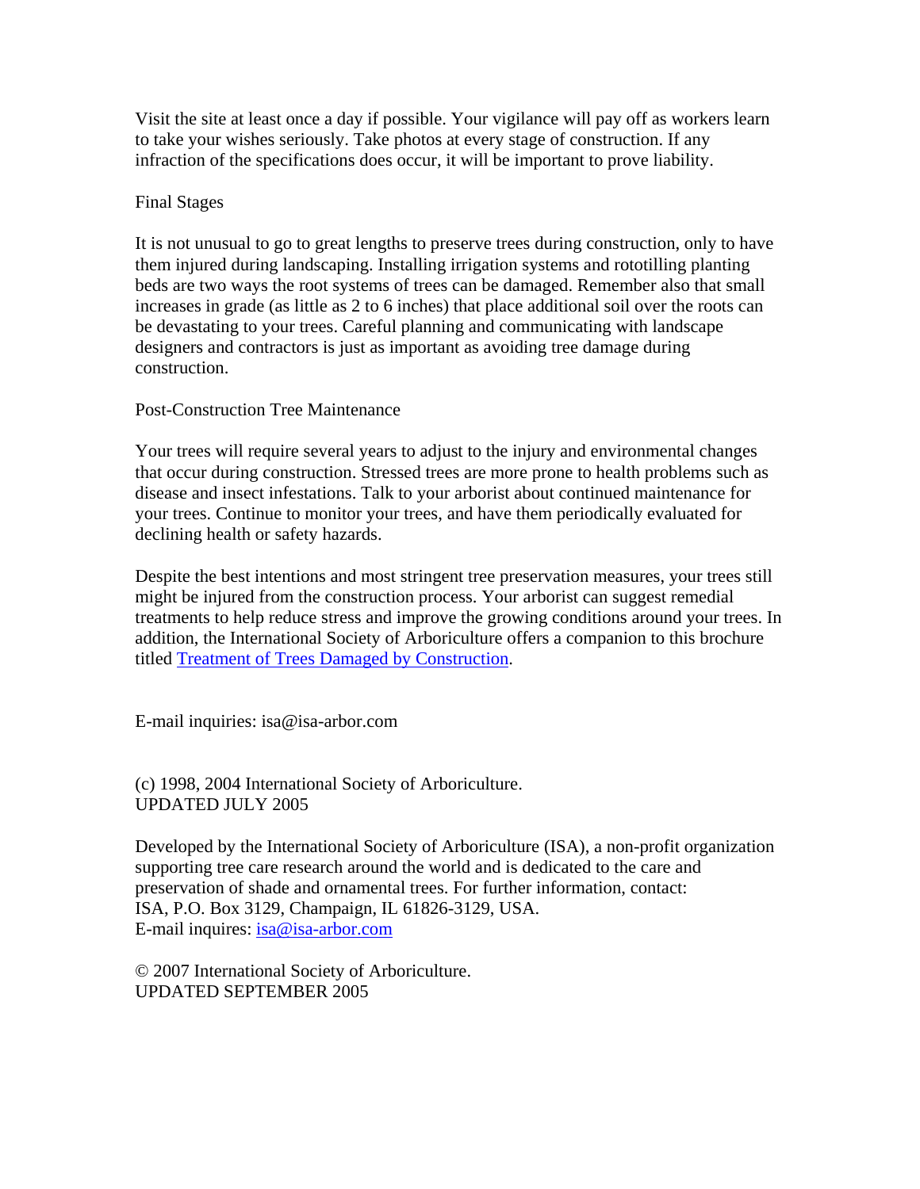Visit the site at least once a day if possible. Your vigilance will pay off as workers learn to take your wishes seriously. Take photos at every stage of construction. If any infraction of the specifications does occur, it will be important to prove liability.

## Final Stages

It is not unusual to go to great lengths to preserve trees during construction, only to have them injured during landscaping. Installing irrigation systems and rototilling planting beds are two ways the root systems of trees can be damaged. Remember also that small increases in grade (as little as 2 to 6 inches) that place additional soil over the roots can be devastating to your trees. Careful planning and communicating with landscape designers and contractors is just as important as avoiding tree damage during construction.

## Post-Construction Tree Maintenance

Your trees will require several years to adjust to the injury and environmental changes that occur during construction. Stressed trees are more prone to health problems such as disease and insect infestations. Talk to your arborist about continued maintenance for your trees. Continue to monitor your trees, and have them periodically evaluated for declining health or safety hazards.

Despite the best intentions and most stringent tree preservation measures, your trees still might be injured from the construction process. Your arborist can suggest remedial treatments to help reduce stress and improve the growing conditions around your trees. In addition, the International Society of Arboriculture offers a companion to this brochure titled Treatment of Trees Damaged by Construction.

E-mail inquiries: isa@isa-arbor.com

(c) 1998, 2004 International Society of Arboriculture.
UPDATED JULY 2005

Developed by the International Society of Arboriculture (ISA), a non-profit organization supporting tree care research around the world and is dedicated to the care and preservation of shade and ornamental trees. For further information, contact:
ISA, P.O. Box 3129, Champaign, IL 61826-3129, USA.
E-mail inquires: isa@isa-arbor.com

© 2007 International Society of Arboriculture.
UPDATED SEPTEMBER 2005